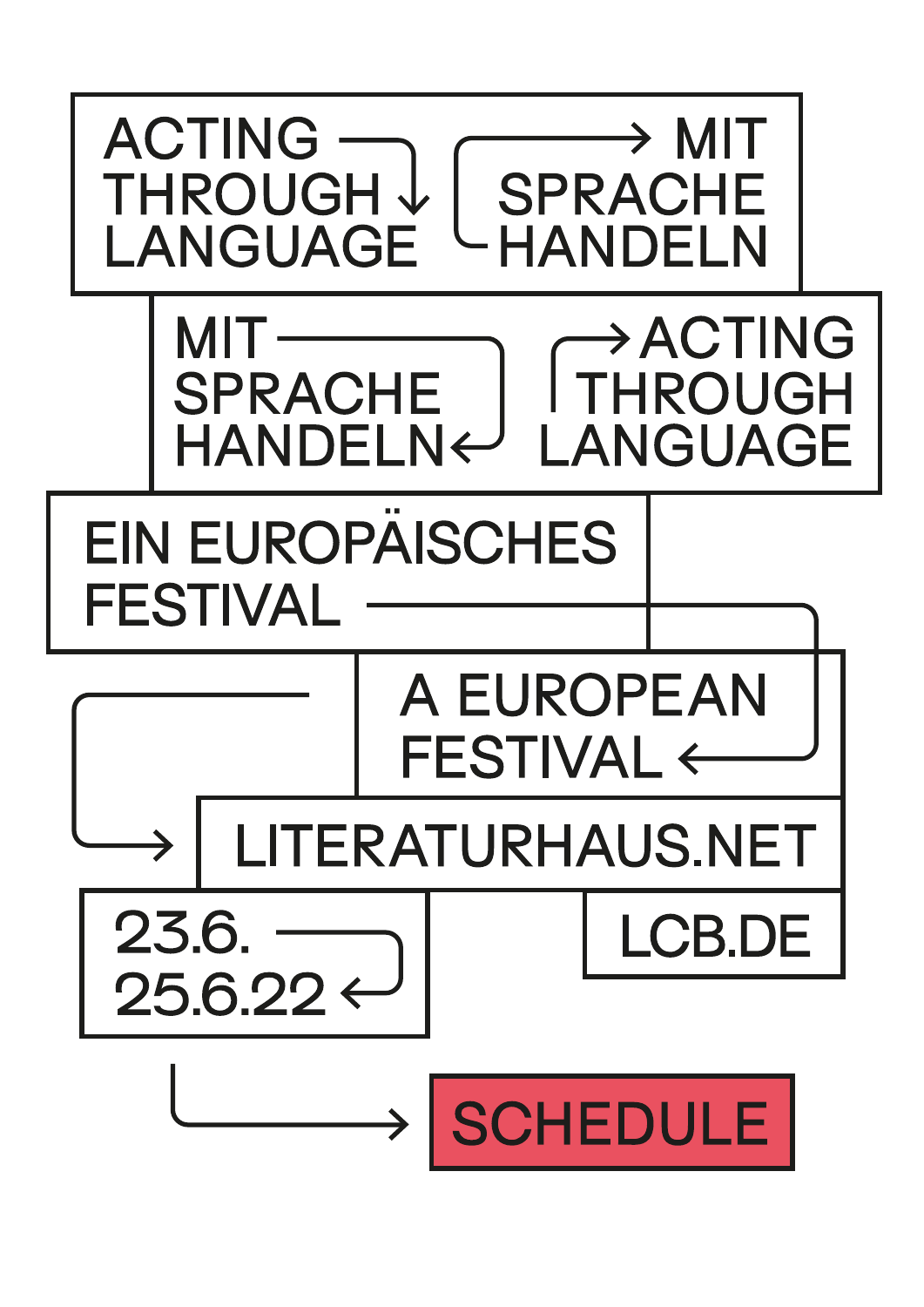# ACTING THROUGH LANGUAGE

# MIT SPRACHE HANDELN

MIT SPRACHE HANDELN

ACTING THROUGH LANGUAGE

EIN EUROPÄISCHES FESTIVAL

A EUROPEAN FESTIVAL

LITERATURHAUS.NET

23.6.
25.6.22

LCB.DE

**SCHEDULE**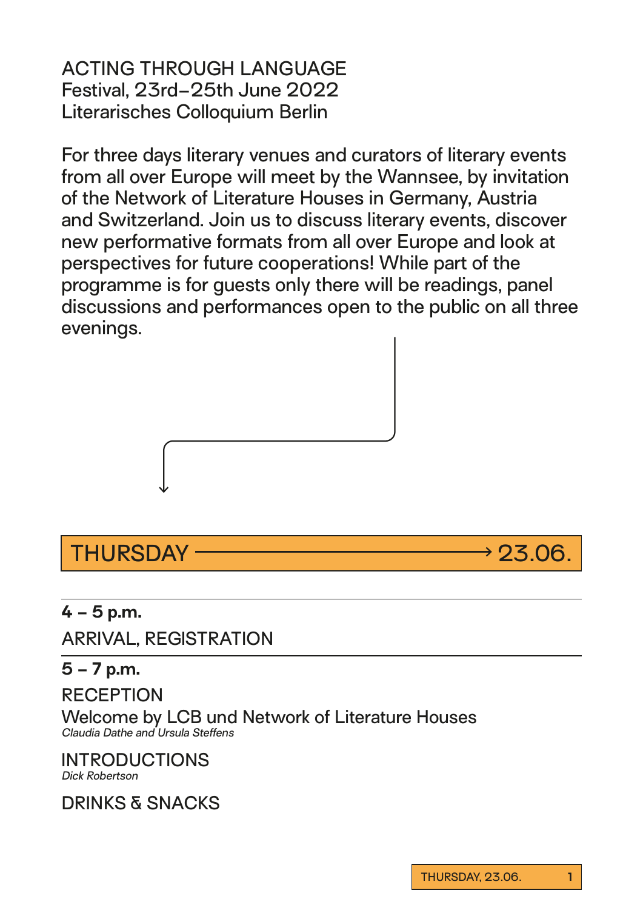ACTING THROUGH LANGUAGE
Festival, 23rd–25th June 2022
Literarisches Colloquium Berlin

For three days literary venues and curators of literary events from all over Europe will meet by the Wannsee, by invitation of the Network of Literature Houses in Germany, Austria and Switzerland. Join us to discuss literary events, discover new performative formats from all over Europe and look at perspectives for future cooperations! While part of the programme is for guests only there will be readings, panel discussions and performances open to the public on all three evenings.

## THURSDAY → 23.06.

**4 – 5 p.m.**

ARRIVAL, REGISTRATION

**5 – 7 p.m.**

RECEPTION

Welcome by LCB und Network of Literature Houses
*Claudia Dathe and Ursula Steffens*

INTRODUCTIONS
*Dick Robertson*

DRINKS & SNACKS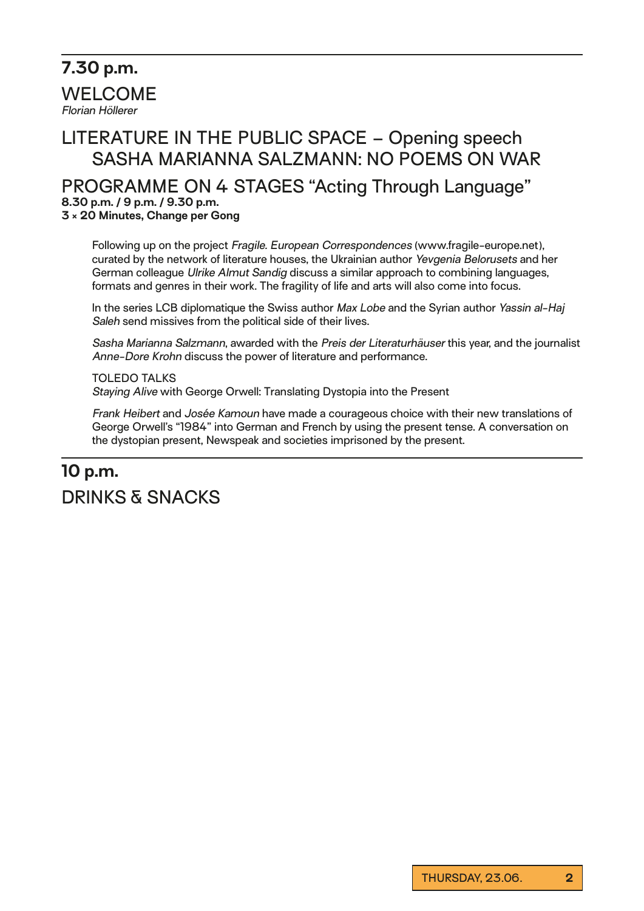## 7.30 p.m.

## WELCOME

*Florian Höllerer*

## LITERATURE IN THE PUBLIC SPACE – Opening speech SASHA MARIANNA SALZMANN: NO POEMS ON WAR

## PROGRAMME ON 4 STAGES “Acting Through Language”

**8.30 p.m. / 9 p.m. / 9.30 p.m.**
**3 × 20 Minutes, Change per Gong**

Following up on the project *Fragile. European Correspondences* (www.fragile-europe.net), curated by the network of literature houses, the Ukrainian author *Yevgenia Belorusets* and her German colleague *Ulrike Almut Sandig* discuss a similar approach to combining languages, formats and genres in their work. The fragility of life and arts will also come into focus.

In the series LCB diplomatique the Swiss author *Max Lobe* and the Syrian author *Yassin al-Haj Saleh* send missives from the political side of their lives.

*Sasha Marianna Salzmann*, awarded with the *Preis der Literaturhäuser* this year, and the journalist *Anne-Dore Krohn* discuss the power of literature and performance.

TOLEDO TALKS
*Staying Alive* with George Orwell: Translating Dystopia into the Present

*Frank Heibert* and *Josée Kamoun* have made a courageous choice with their new translations of George Orwell’s “1984” into German and French by using the present tense. A conversation on the dystopian present, Newspeak and societies imprisoned by the present.

## 10 p.m.

## DRINKS & SNACKS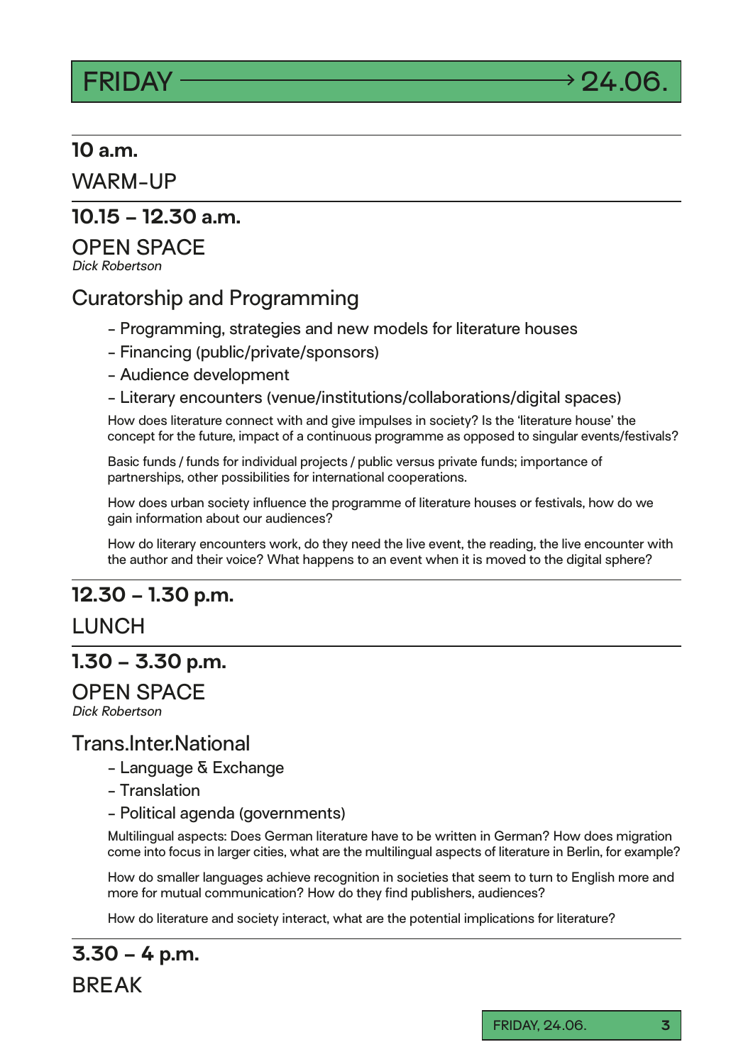# FRIDAY → 24.06.

**10 a.m.**

WARM-UP

**10.15 – 12.30 a.m.**

## OPEN SPACE

*Dick Robertson*

### Curatorship and Programming

- Programming, strategies and new models for literature houses
- Financing (public/private/sponsors)
- Audience development
- Literary encounters (venue/institutions/collaborations/digital spaces)

How does literature connect with and give impulses in society? Is the 'literature house' the concept for the future, impact of a continuous programme as opposed to singular events/festivals?

Basic funds / funds for individual projects / public versus private funds; importance of partnerships, other possibilities for international cooperations.

How does urban society influence the programme of literature houses or festivals, how do we gain information about our audiences?

How do literary encounters work, do they need the live event, the reading, the live encounter with the author and their voice? What happens to an event when it is moved to the digital sphere?

**12.30 – 1.30 p.m.**

LUNCH

**1.30 – 3.30 p.m.**

## OPEN SPACE

*Dick Robertson*

### Trans.Inter.National

- Language & Exchange
- Translation
- Political agenda (governments)

Multilingual aspects: Does German literature have to be written in German? How does migration come into focus in larger cities, what are the multilingual aspects of literature in Berlin, for example?

How do smaller languages achieve recognition in societies that seem to turn to English more and more for mutual communication? How do they find publishers, audiences?

How do literature and society interact, what are the potential implications for literature?

**3.30 – 4 p.m.**

BREAK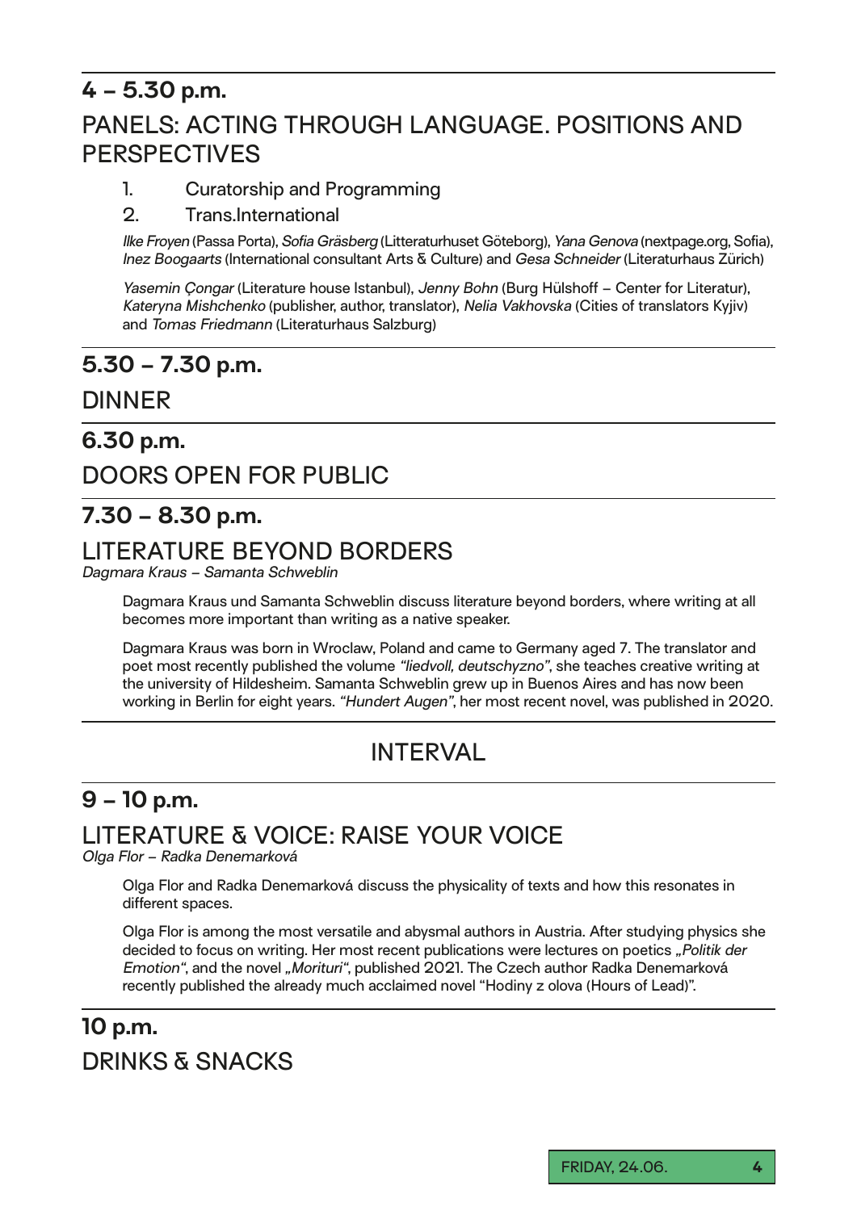## 4 – 5.30 p.m.

## PANELS: ACTING THROUGH LANGUAGE. POSITIONS AND PERSPECTIVES

1. Curatorship and Programming
2. Trans.International

*Ilke Froyen* (Passa Porta), *Sofia Gräsberg* (Litteraturhuset Göteborg), *Yana Genova* (nextpage.org, Sofia), *Inez Boogaarts* (International consultant Arts & Culture) and *Gesa Schneider* (Literaturhaus Zürich)

*Yasemin Çongar* (Literature house Istanbul), *Jenny Bohn* (Burg Hülshoff – Center for Literatur), *Kateryna Mishchenko* (publisher, author, translator), *Nelia Vakhovska* (Cities of translators Kyjiv) and *Tomas Friedmann* (Literaturhaus Salzburg)

## 5.30 – 7.30 p.m.

## DINNER

## 6.30 p.m.

## DOORS OPEN FOR PUBLIC

## 7.30 – 8.30 p.m.

## LITERATURE BEYOND BORDERS

*Dagmara Kraus – Samanta Schweblin*

Dagmara Kraus und Samanta Schweblin discuss literature beyond borders, where writing at all becomes more important than writing as a native speaker.

Dagmara Kraus was born in Wroclaw, Poland and came to Germany aged 7. The translator and poet most recently published the volume *"liedvoll, deutschyzno"*, she teaches creative writing at the university of Hildesheim. Samanta Schweblin grew up in Buenos Aires and has now been working in Berlin for eight years. *"Hundert Augen"*, her most recent novel, was published in 2020.

## INTERVAL

## 9 – 10 p.m.

## LITERATURE & VOICE: RAISE YOUR VOICE

*Olga Flor – Radka Denemarková*

Olga Flor and Radka Denemarková discuss the physicality of texts and how this resonates in different spaces.

Olga Flor is among the most versatile and abysmal authors in Austria. After studying physics she decided to focus on writing. Her most recent publications were lectures on poetics *„Politik der Emotion"*, and the novel *„Morituri"*, published 2021. The Czech author Radka Denemarková recently published the already much acclaimed novel "Hodiny z olova (Hours of Lead)".

## 10 p.m.

## DRINKS & SNACKS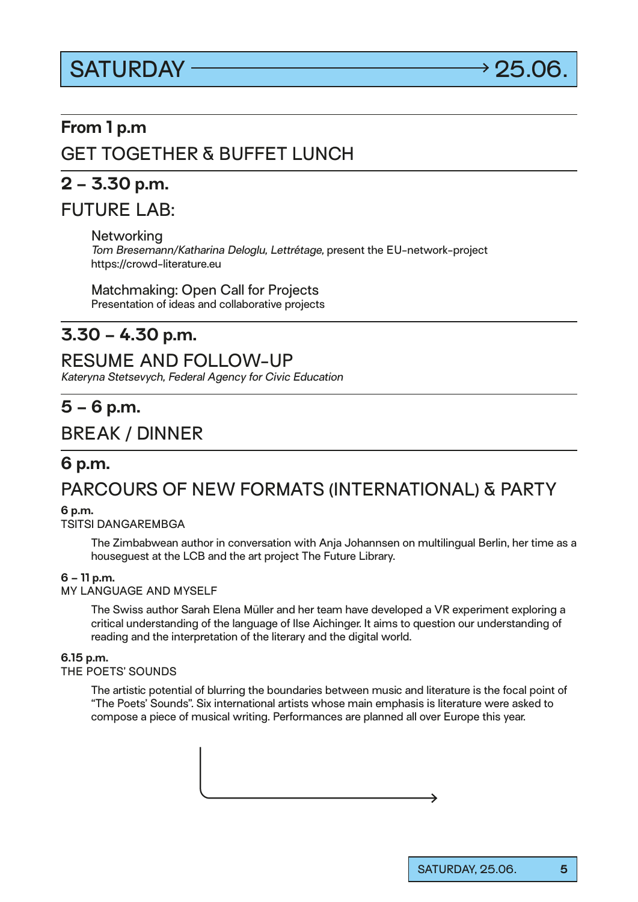# SATURDAY → 25.06.

**From 1 p.m**

## GET TOGETHER & BUFFET LUNCH

**2 – 3.30 p.m.**

## FUTURE LAB:

Networking
*Tom Bresemann/Katharina Deloglu, Lettrétage,* present the EU-network-project https://crowd-literature.eu

Matchmaking: Open Call for Projects
Presentation of ideas and collaborative projects

**3.30 – 4.30 p.m.**

## RESUME AND FOLLOW-UP

*Kateryna Stetsevych, Federal Agency for Civic Education*

**5 – 6 p.m.**

## BREAK / DINNER

**6 p.m.**

## PARCOURS OF NEW FORMATS (INTERNATIONAL) & PARTY

**6 p.m.**
TSITSI DANGAREMBGA

The Zimbabwean author in conversation with Anja Johannsen on multilingual Berlin, her time as a houseguest at the LCB and the art project The Future Library.

**6 – 11 p.m.**
MY LANGUAGE AND MYSELF

The Swiss author Sarah Elena Müller and her team have developed a VR experiment exploring a critical understanding of the language of Ilse Aichinger. It aims to question our understanding of reading and the interpretation of the literary and the digital world.

**6.15 p.m.**
THE POETS' SOUNDS

The artistic potential of blurring the boundaries between music and literature is the focal point of "The Poets' Sounds". Six international artists whose main emphasis is literature were asked to compose a piece of musical writing. Performances are planned all over Europe this year.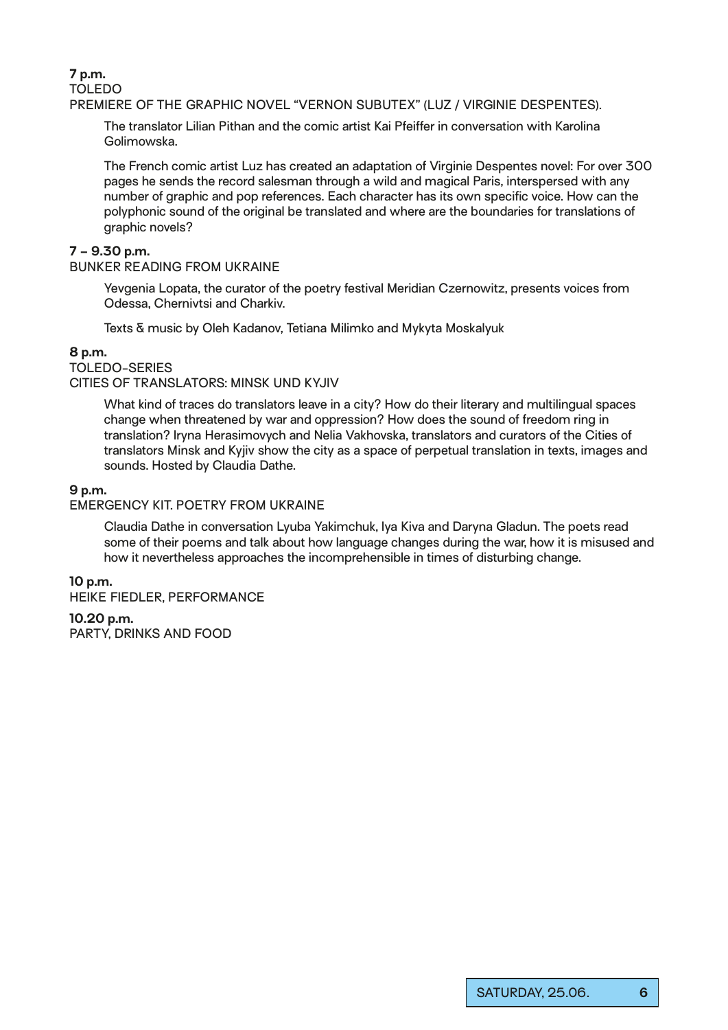**7 p.m.**
TOLEDO
PREMIERE OF THE GRAPHIC NOVEL “VERNON SUBUTEX” (LUZ / VIRGINIE DESPENTES).

The translator Lilian Pithan and the comic artist Kai Pfeiffer in conversation with Karolina Golimowska.

The French comic artist Luz has created an adaptation of Virginie Despentes novel: For over 300 pages he sends the record salesman through a wild and magical Paris, interspersed with any number of graphic and pop references. Each character has its own specific voice. How can the polyphonic sound of the original be translated and where are the boundaries for translations of graphic novels?

**7 – 9.30 p.m.**
BUNKER READING FROM UKRAINE

Yevgenia Lopata, the curator of the poetry festival Meridian Czernowitz, presents voices from Odessa, Chernivtsi and Charkiv.

Texts & music by Oleh Kadanov, Tetiana Milimko and Mykyta Moskalyuk

**8 p.m.**
TOLEDO-SERIES
CITIES OF TRANSLATORS: MINSK UND KYJIV

What kind of traces do translators leave in a city? How do their literary and multilingual spaces change when threatened by war and oppression? How does the sound of freedom ring in translation? Iryna Herasimovych and Nelia Vakhovska, translators and curators of the Cities of translators Minsk and Kyjiv show the city as a space of perpetual translation in texts, images and sounds. Hosted by Claudia Dathe.

**9 p.m.**
EMERGENCY KIT. POETRY FROM UKRAINE

Claudia Dathe in conversation Lyuba Yakimchuk, Iya Kiva and Daryna Gladun. The poets read some of their poems and talk about how language changes during the war, how it is misused and how it nevertheless approaches the incomprehensible in times of disturbing change.

**10 p.m.**
HEIKE FIEDLER, PERFORMANCE

**10.20 p.m.**
PARTY, DRINKS AND FOOD